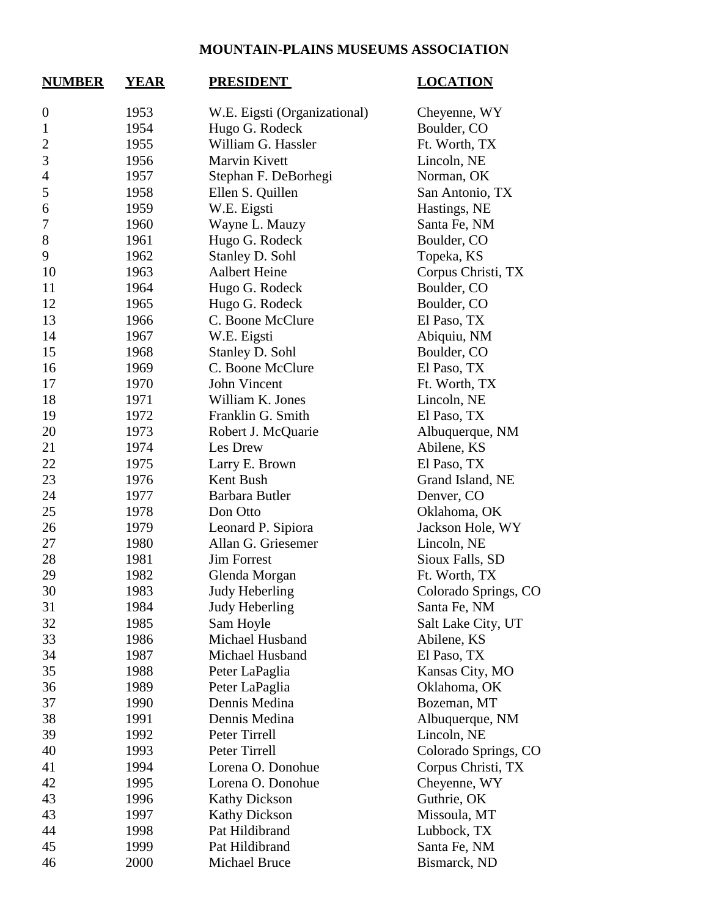# MOUNTAIN-PLAINS MUSEUMS ASSOCIATION

| NUMBER | YEAR | PRESIDENT | LOCATION |
|---|---|---|---|
| 0 | 1953 | W.E. Eigsti (Organizational) | Cheyenne, WY |
| 1 | 1954 | Hugo G. Rodeck | Boulder, CO |
| 2 | 1955 | William G. Hassler | Ft. Worth, TX |
| 3 | 1956 | Marvin Kivett | Lincoln, NE |
| 4 | 1957 | Stephan F. DeBorhegi | Norman, OK |
| 5 | 1958 | Ellen S. Quillen | San Antonio, TX |
| 6 | 1959 | W.E. Eigsti | Hastings, NE |
| 7 | 1960 | Wayne L. Mauzy | Santa Fe, NM |
| 8 | 1961 | Hugo G. Rodeck | Boulder, CO |
| 9 | 1962 | Stanley D. Sohl | Topeka, KS |
| 10 | 1963 | Aalbert Heine | Corpus Christi, TX |
| 11 | 1964 | Hugo G. Rodeck | Boulder, CO |
| 12 | 1965 | Hugo G. Rodeck | Boulder, CO |
| 13 | 1966 | C. Boone McClure | El Paso, TX |
| 14 | 1967 | W.E. Eigsti | Abiquiu, NM |
| 15 | 1968 | Stanley D. Sohl | Boulder, CO |
| 16 | 1969 | C. Boone McClure | El Paso, TX |
| 17 | 1970 | John Vincent | Ft. Worth, TX |
| 18 | 1971 | William K. Jones | Lincoln, NE |
| 19 | 1972 | Franklin G. Smith | El Paso, TX |
| 20 | 1973 | Robert J. McQuarie | Albuquerque, NM |
| 21 | 1974 | Les Drew | Abilene, KS |
| 22 | 1975 | Larry E. Brown | El Paso, TX |
| 23 | 1976 | Kent Bush | Grand Island, NE |
| 24 | 1977 | Barbara Butler | Denver, CO |
| 25 | 1978 | Don Otto | Oklahoma, OK |
| 26 | 1979 | Leonard P. Sipiora | Jackson Hole, WY |
| 27 | 1980 | Allan G. Griesemer | Lincoln, NE |
| 28 | 1981 | Jim Forrest | Sioux Falls, SD |
| 29 | 1982 | Glenda Morgan | Ft. Worth, TX |
| 30 | 1983 | Judy Heberling | Colorado Springs, CO |
| 31 | 1984 | Judy Heberling | Santa Fe, NM |
| 32 | 1985 | Sam Hoyle | Salt Lake City, UT |
| 33 | 1986 | Michael Husband | Abilene, KS |
| 34 | 1987 | Michael Husband | El Paso, TX |
| 35 | 1988 | Peter LaPaglia | Kansas City, MO |
| 36 | 1989 | Peter LaPaglia | Oklahoma, OK |
| 37 | 1990 | Dennis Medina | Bozeman, MT |
| 38 | 1991 | Dennis Medina | Albuquerque, NM |
| 39 | 1992 | Peter Tirrell | Lincoln, NE |
| 40 | 1993 | Peter Tirrell | Colorado Springs, CO |
| 41 | 1994 | Lorena O. Donohue | Corpus Christi, TX |
| 42 | 1995 | Lorena O. Donohue | Cheyenne, WY |
| 43 | 1996 | Kathy Dickson | Guthrie, OK |
| 43 | 1997 | Kathy Dickson | Missoula, MT |
| 44 | 1998 | Pat Hildibrand | Lubbock, TX |
| 45 | 1999 | Pat Hildibrand | Santa Fe, NM |
| 46 | 2000 | Michael Bruce | Bismarck, ND |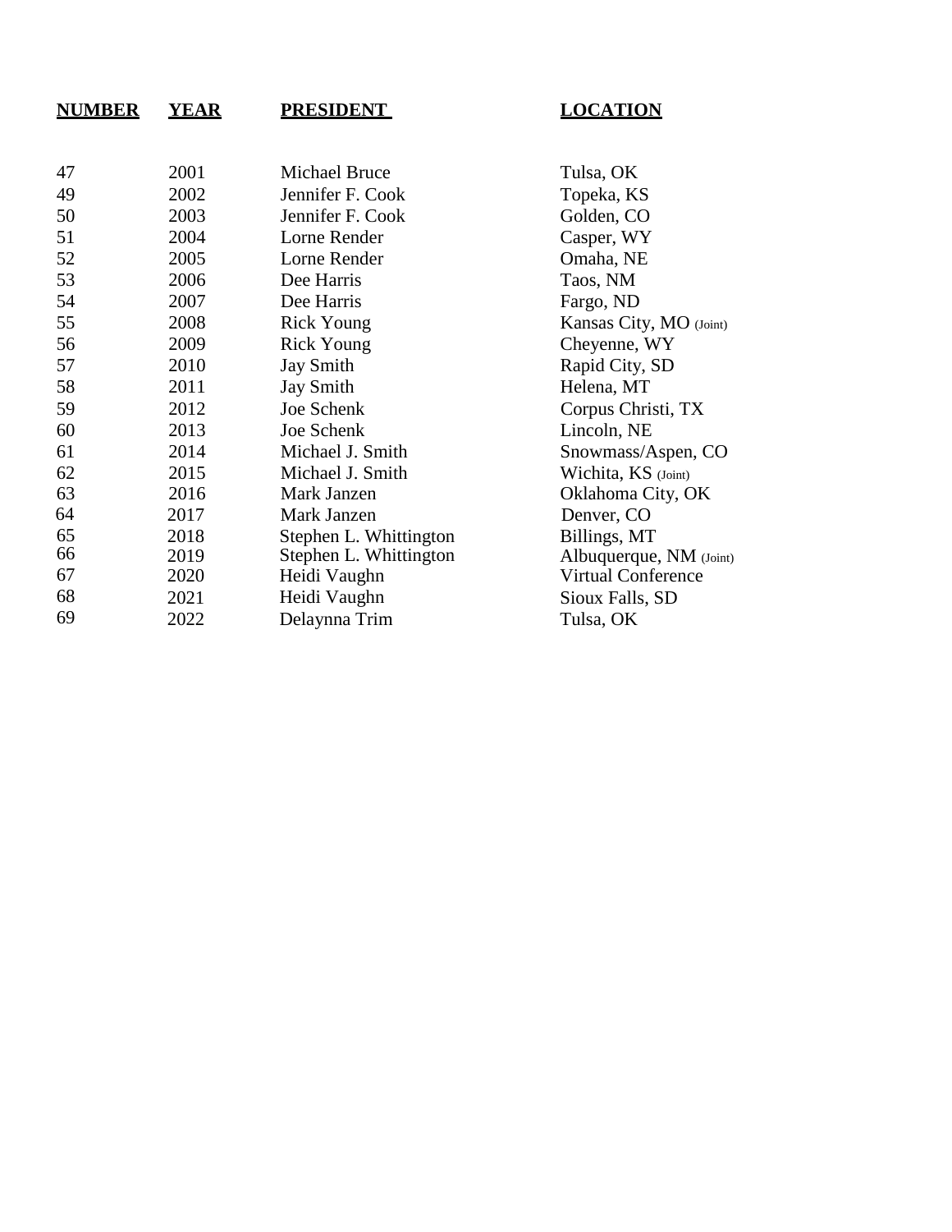| NUMBER | YEAR | PRESIDENT | LOCATION |
|---|---|---|---|
| 47 | 2001 | Michael Bruce | Tulsa, OK |
| 49 | 2002 | Jennifer F. Cook | Topeka, KS |
| 50 | 2003 | Jennifer F. Cook | Golden, CO |
| 51 | 2004 | Lorne Render | Casper, WY |
| 52 | 2005 | Lorne Render | Omaha, NE |
| 53 | 2006 | Dee Harris | Taos, NM |
| 54 | 2007 | Dee Harris | Fargo, ND |
| 55 | 2008 | Rick Young | Kansas City, MO (Joint) |
| 56 | 2009 | Rick Young | Cheyenne, WY |
| 57 | 2010 | Jay Smith | Rapid City, SD |
| 58 | 2011 | Jay Smith | Helena, MT |
| 59 | 2012 | Joe Schenk | Corpus Christi, TX |
| 60 | 2013 | Joe Schenk | Lincoln, NE |
| 61 | 2014 | Michael J. Smith | Snowmass/Aspen, CO |
| 62 | 2015 | Michael J. Smith | Wichita, KS (Joint) |
| 63 | 2016 | Mark Janzen | Oklahoma City, OK |
| 64 | 2017 | Mark Janzen | Denver, CO |
| 65 | 2018 | Stephen L. Whittington | Billings, MT |
| 66 | 2019 | Stephen L. Whittington | Albuquerque, NM (Joint) |
| 67 | 2020 | Heidi Vaughn | Virtual Conference |
| 68 | 2021 | Heidi Vaughn | Sioux Falls, SD |
| 69 | 2022 | Delaynna Trim | Tulsa, OK |